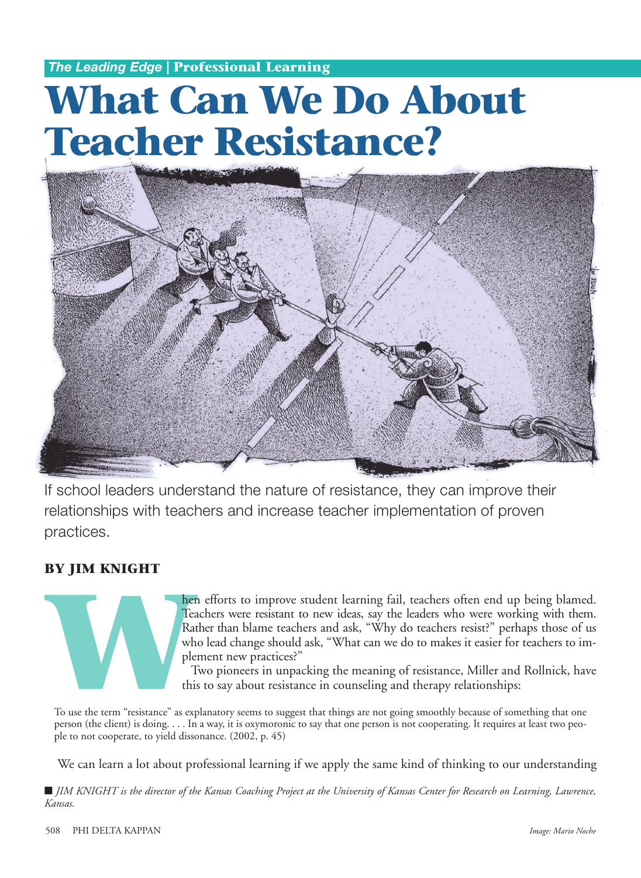*The Leading Edge* | **Professional Learning**

# What Can We Do About Teacher Resistance?

If school leaders understand the nature of resistance, they can improve their relationships with teachers and increase teacher implementation of proven practices.

**BY JIM KNIGHT**

When efforts to improve student learning fail, teachers often end up being blamed. Teachers were resistant to new ideas, say the leaders who were working with them. Rather than blame teachers and ask, "Why do teachers resist?" perhaps those of us who lead change should ask, "What can we do to makes it easier for teachers to implement new practices?"

Two pioneers in unpacking the meaning of resistance, Miller and Rollnick, have this to say about resistance in counseling and therapy relationships:

> To use the term "resistance" as explanatory seems to suggest that things are not going smoothly because of something that one person (the client) is doing. . . . In a way, it is oxymoronic to say that one person is not cooperating. It requires at least two people to not cooperate, to yield dissonance. (2002, p. 45)

We can learn a lot about professional learning if we apply the same kind of thinking to our understanding

■ *JIM KNIGHT is the director of the Kansas Coaching Project at the University of Kansas Center for Research on Learning, Lawrence, Kansas.*

*Image: Mario Noche*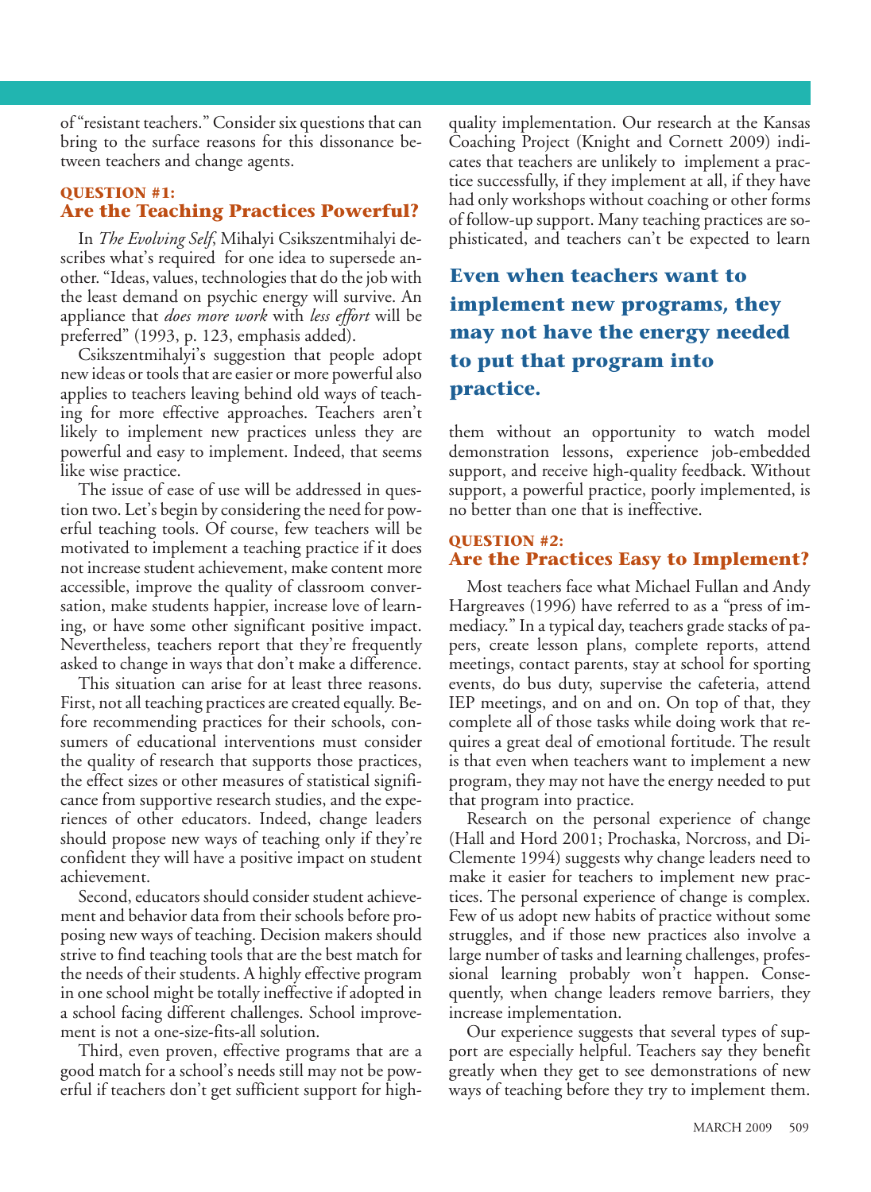of "resistant teachers." Consider six questions that can bring to the surface reasons for this dissonance between teachers and change agents.

### QUESTION #1:
## Are the Teaching Practices Powerful?

In *The Evolving Self*, Mihalyi Csikszentmihalyi describes what's required for one idea to supersede another. "Ideas, values, technologies that do the job with the least demand on psychic energy will survive. An appliance that *does more work* with *less effort* will be preferred" (1993, p. 123, emphasis added).

Csikszentmihalyi's suggestion that people adopt new ideas or tools that are easier or more powerful also applies to teachers leaving behind old ways of teaching for more effective approaches. Teachers aren't likely to implement new practices unless they are powerful and easy to implement. Indeed, that seems like wise practice.

The issue of ease of use will be addressed in question two. Let's begin by considering the need for powerful teaching tools. Of course, few teachers will be motivated to implement a teaching practice if it does not increase student achievement, make content more accessible, improve the quality of classroom conversation, make students happier, increase love of learning, or have some other significant positive impact. Nevertheless, teachers report that they're frequently asked to change in ways that don't make a difference.

This situation can arise for at least three reasons. First, not all teaching practices are created equally. Before recommending practices for their schools, consumers of educational interventions must consider the quality of research that supports those practices, the effect sizes or other measures of statistical significance from supportive research studies, and the experiences of other educators. Indeed, change leaders should propose new ways of teaching only if they're confident they will have a positive impact on student achievement.

Second, educators should consider student achievement and behavior data from their schools before proposing new ways of teaching. Decision makers should strive to find teaching tools that are the best match for the needs of their students. A highly effective program in one school might be totally ineffective if adopted in a school facing different challenges. School improvement is not a one-size-fits-all solution.

Third, even proven, effective programs that are a good match for a school's needs still may not be powerful if teachers don't get sufficient support for high-quality implementation. Our research at the Kansas Coaching Project (Knight and Cornett 2009) indicates that teachers are unlikely to implement a practice successfully, if they implement at all, if they have had only workshops without coaching or other forms of follow-up support. Many teaching practices are sophisticated, and teachers can't be expected to learn them without an opportunity to watch model demonstration lessons, experience job-embedded support, and receive high-quality feedback. Without support, a powerful practice, poorly implemented, is no better than one that is ineffective.

**Even when teachers want to implement new programs, they may not have the energy needed to put that program into practice.**

### QUESTION #2:
## Are the Practices Easy to Implement?

Most teachers face what Michael Fullan and Andy Hargreaves (1996) have referred to as a "press of immediacy." In a typical day, teachers grade stacks of papers, create lesson plans, complete reports, attend meetings, contact parents, stay at school for sporting events, do bus duty, supervise the cafeteria, attend IEP meetings, and on and on. On top of that, they complete all of those tasks while doing work that requires a great deal of emotional fortitude. The result is that even when teachers want to implement a new program, they may not have the energy needed to put that program into practice.

Research on the personal experience of change (Hall and Hord 2001; Prochaska, Norcross, and DiClemente 1994) suggests why change leaders need to make it easier for teachers to implement new practices. The personal experience of change is complex. Few of us adopt new habits of practice without some struggles, and if those new practices also involve a large number of tasks and learning challenges, professional learning probably won't happen. Consequently, when change leaders remove barriers, they increase implementation.

Our experience suggests that several types of support are especially helpful. Teachers say they benefit greatly when they get to see demonstrations of new ways of teaching before they try to implement them.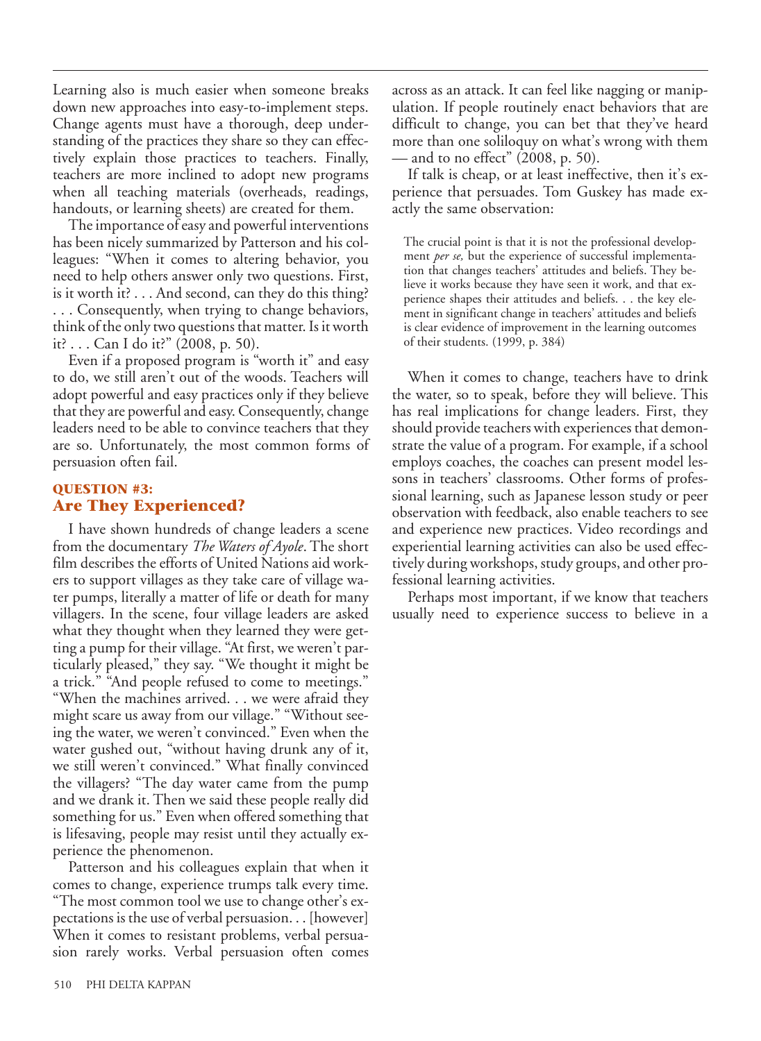Learning also is much easier when someone breaks down new approaches into easy-to-implement steps. Change agents must have a thorough, deep understanding of the practices they share so they can effectively explain those practices to teachers. Finally, teachers are more inclined to adopt new programs when all teaching materials (overheads, readings, handouts, or learning sheets) are created for them.

The importance of easy and powerful interventions has been nicely summarized by Patterson and his colleagues: "When it comes to altering behavior, you need to help others answer only two questions. First, is it worth it? . . . And second, can they do this thing? . . . Consequently, when trying to change behaviors, think of the only two questions that matter. Is it worth it? . . . Can I do it?" (2008, p. 50).

Even if a proposed program is "worth it" and easy to do, we still aren't out of the woods. Teachers will adopt powerful and easy practices only if they believe that they are powerful and easy. Consequently, change leaders need to be able to convince teachers that they are so. Unfortunately, the most common forms of persuasion often fail.

## QUESTION #3: Are They Experienced?

I have shown hundreds of change leaders a scene from the documentary *The Waters of Ayole*. The short film describes the efforts of United Nations aid workers to support villages as they take care of village water pumps, literally a matter of life or death for many villagers. In the scene, four village leaders are asked what they thought when they learned they were getting a pump for their village. "At first, we weren't particularly pleased," they say. "We thought it might be a trick." "And people refused to come to meetings." "When the machines arrived. . . we were afraid they might scare us away from our village." "Without seeing the water, we weren't convinced." Even when the water gushed out, "without having drunk any of it, we still weren't convinced." What finally convinced the villagers? "The day water came from the pump and we drank it. Then we said these people really did something for us." Even when offered something that is lifesaving, people may resist until they actually experience the phenomenon.

Patterson and his colleagues explain that when it comes to change, experience trumps talk every time. "The most common tool we use to change other's expectations is the use of verbal persuasion. . . [however] When it comes to resistant problems, verbal persuasion rarely works. Verbal persuasion often comes across as an attack. It can feel like nagging or manipulation. If people routinely enact behaviors that are difficult to change, you can bet that they've heard more than one soliloquy on what's wrong with them — and to no effect" (2008, p. 50).

If talk is cheap, or at least ineffective, then it's experience that persuades. Tom Guskey has made exactly the same observation:

> The crucial point is that it is not the professional development *per se,* but the experience of successful implementation that changes teachers' attitudes and beliefs. They believe it works because they have seen it work, and that experience shapes their attitudes and beliefs. . . the key element in significant change in teachers' attitudes and beliefs is clear evidence of improvement in the learning outcomes of their students. (1999, p. 384)

When it comes to change, teachers have to drink the water, so to speak, before they will believe. This has real implications for change leaders. First, they should provide teachers with experiences that demonstrate the value of a program. For example, if a school employs coaches, the coaches can present model lessons in teachers' classrooms. Other forms of professional learning, such as Japanese lesson study or peer observation with feedback, also enable teachers to see and experience new practices. Video recordings and experiential learning activities can also be used effectively during workshops, study groups, and other professional learning activities.

Perhaps most important, if we know that teachers usually need to experience success to believe in a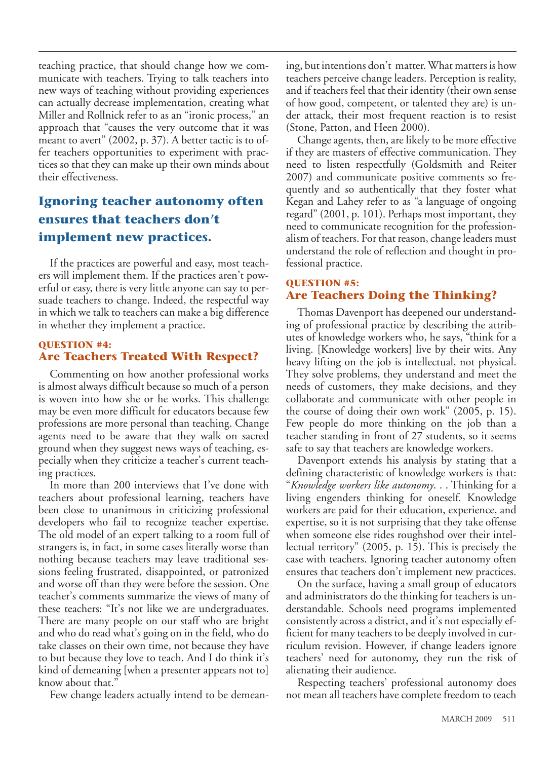teaching practice, that should change how we communicate with teachers. Trying to talk teachers into new ways of teaching without providing experiences can actually decrease implementation, creating what Miller and Rollnick refer to as an "ironic process," an approach that "causes the very outcome that it was meant to avert" (2002, p. 37). A better tactic is to offer teachers opportunities to experiment with practices so that they can make up their own minds about their effectiveness.

## Ignoring teacher autonomy often ensures that teachers don't implement new practices.

If the practices are powerful and easy, most teachers will implement them. If the practices aren't powerful or easy, there is very little anyone can say to persuade teachers to change. Indeed, the respectful way in which we talk to teachers can make a big difference in whether they implement a practice.

### QUESTION #4:
### Are Teachers Treated With Respect?

Commenting on how another professional works is almost always difficult because so much of a person is woven into how she or he works. This challenge may be even more difficult for educators because few professions are more personal than teaching. Change agents need to be aware that they walk on sacred ground when they suggest news ways of teaching, especially when they criticize a teacher's current teaching practices.

In more than 200 interviews that I've done with teachers about professional learning, teachers have been close to unanimous in criticizing professional developers who fail to recognize teacher expertise. The old model of an expert talking to a room full of strangers is, in fact, in some cases literally worse than nothing because teachers may leave traditional sessions feeling frustrated, disappointed, or patronized and worse off than they were before the session. One teacher's comments summarize the views of many of these teachers: "It's not like we are undergraduates. There are many people on our staff who are bright and who do read what's going on in the field, who do take classes on their own time, not because they have to but because they love to teach. And I do think it's kind of demeaning [when a presenter appears not to] know about that."

Few change leaders actually intend to be demeaning, but intentions don't matter. What matters is how teachers perceive change leaders. Perception is reality, and if teachers feel that their identity (their own sense of how good, competent, or talented they are) is under attack, their most frequent reaction is to resist (Stone, Patton, and Heen 2000).

Change agents, then, are likely to be more effective if they are masters of effective communication. They need to listen respectfully (Goldsmith and Reiter 2007) and communicate positive comments so frequently and so authentically that they foster what Kegan and Lahey refer to as "a language of ongoing regard" (2001, p. 101). Perhaps most important, they need to communicate recognition for the professionalism of teachers. For that reason, change leaders must understand the role of reflection and thought in professional practice.

### QUESTION #5:
### Are Teachers Doing the Thinking?

Thomas Davenport has deepened our understanding of professional practice by describing the attributes of knowledge workers who, he says, "think for a living. [Knowledge workers] live by their wits. Any heavy lifting on the job is intellectual, not physical. They solve problems, they understand and meet the needs of customers, they make decisions, and they collaborate and communicate with other people in the course of doing their own work" (2005, p. 15). Few people do more thinking on the job than a teacher standing in front of 27 students, so it seems safe to say that teachers are knowledge workers.

Davenport extends his analysis by stating that a defining characteristic of knowledge workers is that: "*Knowledge workers like autonomy*. . . Thinking for a living engenders thinking for oneself. Knowledge workers are paid for their education, experience, and expertise, so it is not surprising that they take offense when someone else rides roughshod over their intellectual territory" (2005, p. 15). This is precisely the case with teachers. Ignoring teacher autonomy often ensures that teachers don't implement new practices.

On the surface, having a small group of educators and administrators do the thinking for teachers is understandable. Schools need programs implemented consistently across a district, and it's not especially efficient for many teachers to be deeply involved in curriculum revision. However, if change leaders ignore teachers' need for autonomy, they run the risk of alienating their audience.

Respecting teachers' professional autonomy does not mean all teachers have complete freedom to teach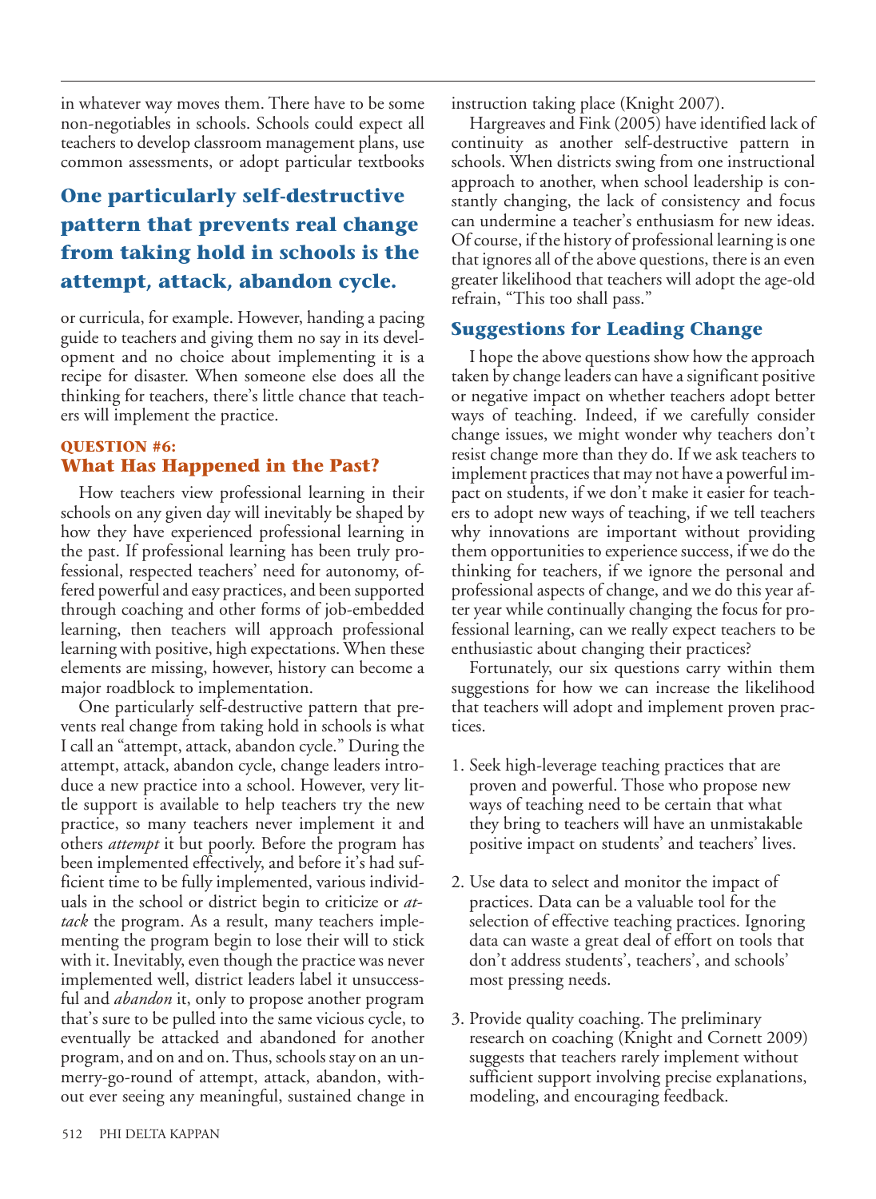in whatever way moves them. There have to be some non-negotiables in schools. Schools could expect all teachers to develop classroom management plans, use common assessments, or adopt particular textbooks or curricula, for example. However, handing a pacing guide to teachers and giving them no say in its development and no choice about implementing it is a recipe for disaster. When someone else does all the thinking for teachers, there's little chance that teachers will implement the practice.

**One particularly self-destructive pattern that prevents real change from taking hold in schools is the attempt, attack, abandon cycle.**

### QUESTION #6: What Has Happened in the Past?

How teachers view professional learning in their schools on any given day will inevitably be shaped by how they have experienced professional learning in the past. If professional learning has been truly professional, respected teachers' need for autonomy, offered powerful and easy practices, and been supported through coaching and other forms of job-embedded learning, then teachers will approach professional learning with positive, high expectations. When these elements are missing, however, history can become a major roadblock to implementation.

One particularly self-destructive pattern that prevents real change from taking hold in schools is what I call an "attempt, attack, abandon cycle." During the attempt, attack, abandon cycle, change leaders introduce a new practice into a school. However, very little support is available to help teachers try the new practice, so many teachers never implement it and others *attempt* it but poorly. Before the program has been implemented effectively, and before it's had sufficient time to be fully implemented, various individuals in the school or district begin to criticize or *attack* the program. As a result, many teachers implementing the program begin to lose their will to stick with it. Inevitably, even though the practice was never implemented well, district leaders label it unsuccessful and *abandon* it, only to propose another program that's sure to be pulled into the same vicious cycle, to eventually be attacked and abandoned for another program, and on and on. Thus, schools stay on an unmerry-go-round of attempt, attack, abandon, without ever seeing any meaningful, sustained change in instruction taking place (Knight 2007).

Hargreaves and Fink (2005) have identified lack of continuity as another self-destructive pattern in schools. When districts swing from one instructional approach to another, when school leadership is constantly changing, the lack of consistency and focus can undermine a teacher's enthusiasm for new ideas. Of course, if the history of professional learning is one that ignores all of the above questions, there is an even greater likelihood that teachers will adopt the age-old refrain, "This too shall pass."

## Suggestions for Leading Change

I hope the above questions show how the approach taken by change leaders can have a significant positive or negative impact on whether teachers adopt better ways of teaching. Indeed, if we carefully consider change issues, we might wonder why teachers don't resist change more than they do. If we ask teachers to implement practices that may not have a powerful impact on students, if we don't make it easier for teachers to adopt new ways of teaching, if we tell teachers why innovations are important without providing them opportunities to experience success, if we do the thinking for teachers, if we ignore the personal and professional aspects of change, and we do this year after year while continually changing the focus for professional learning, can we really expect teachers to be enthusiastic about changing their practices?

Fortunately, our six questions carry within them suggestions for how we can increase the likelihood that teachers will adopt and implement proven practices.

1. Seek high-leverage teaching practices that are proven and powerful. Those who propose new ways of teaching need to be certain that what they bring to teachers will have an unmistakable positive impact on students' and teachers' lives.

2. Use data to select and monitor the impact of practices. Data can be a valuable tool for the selection of effective teaching practices. Ignoring data can waste a great deal of effort on tools that don't address students', teachers', and schools' most pressing needs.

3. Provide quality coaching. The preliminary research on coaching (Knight and Cornett 2009) suggests that teachers rarely implement without sufficient support involving precise explanations, modeling, and encouraging feedback.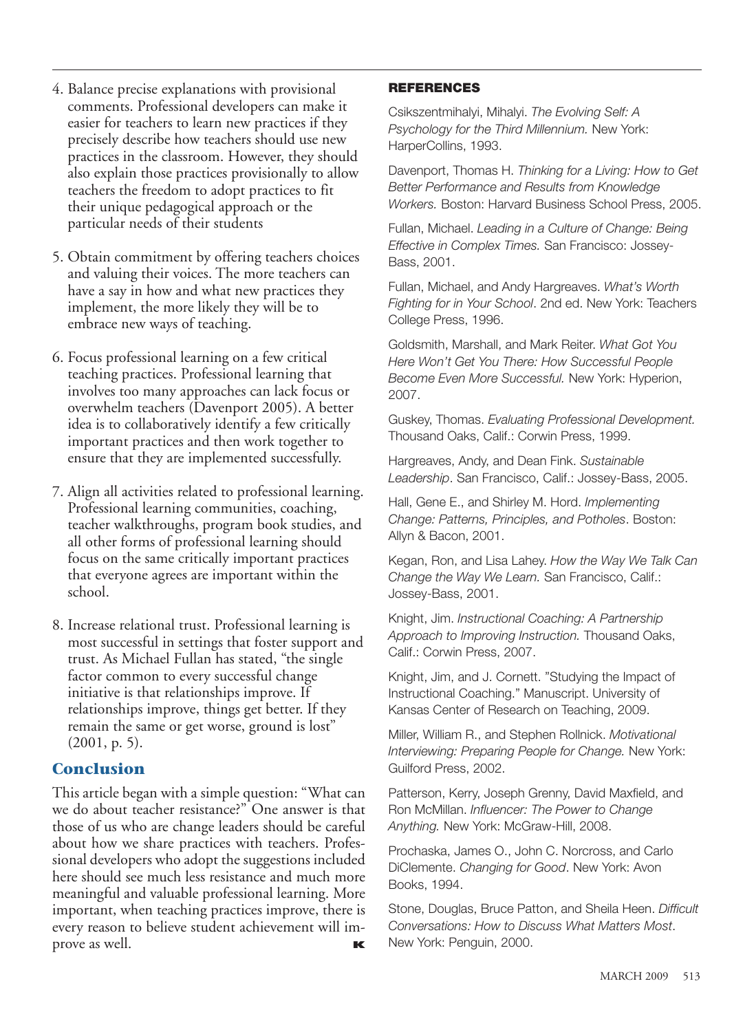4. Balance precise explanations with provisional comments. Professional developers can make it easier for teachers to learn new practices if they precisely describe how teachers should use new practices in the classroom. However, they should also explain those practices provisionally to allow teachers the freedom to adopt practices to fit their unique pedagogical approach or the particular needs of their students

5. Obtain commitment by offering teachers choices and valuing their voices. The more teachers can have a say in how and what new practices they implement, the more likely they will be to embrace new ways of teaching.

6. Focus professional learning on a few critical teaching practices. Professional learning that involves too many approaches can lack focus or overwhelm teachers (Davenport 2005). A better idea is to collaboratively identify a few critically important practices and then work together to ensure that they are implemented successfully.

7. Align all activities related to professional learning. Professional learning communities, coaching, teacher walkthroughs, program book studies, and all other forms of professional learning should focus on the same critically important practices that everyone agrees are important within the school.

8. Increase relational trust. Professional learning is most successful in settings that foster support and trust. As Michael Fullan has stated, "the single factor common to every successful change initiative is that relationships improve. If relationships improve, things get better. If they remain the same or get worse, ground is lost" (2001, p. 5).

## Conclusion

This article began with a simple question: "What can we do about teacher resistance?" One answer is that those of us who are change leaders should be careful about how we share practices with teachers. Professional developers who adopt the suggestions included here should see much less resistance and much more meaningful and valuable professional learning. More important, when teaching practices improve, there is every reason to believe student achievement will improve as well.

## REFERENCES

Csikszentmihalyi, Mihalyi. *The Evolving Self: A Psychology for the Third Millennium.* New York: HarperCollins, 1993.

Davenport, Thomas H. *Thinking for a Living: How to Get Better Performance and Results from Knowledge Workers.* Boston: Harvard Business School Press, 2005.

Fullan, Michael. *Leading in a Culture of Change: Being Effective in Complex Times.* San Francisco: Jossey-Bass, 2001.

Fullan, Michael, and Andy Hargreaves. *What's Worth Fighting for in Your School*. 2nd ed. New York: Teachers College Press, 1996.

Goldsmith, Marshall, and Mark Reiter. *What Got You Here Won't Get You There: How Successful People Become Even More Successful.* New York: Hyperion, 2007.

Guskey, Thomas. *Evaluating Professional Development.* Thousand Oaks, Calif.: Corwin Press, 1999.

Hargreaves, Andy, and Dean Fink. *Sustainable Leadership*. San Francisco, Calif.: Jossey-Bass, 2005.

Hall, Gene E., and Shirley M. Hord. *Implementing Change: Patterns, Principles, and Potholes*. Boston: Allyn & Bacon, 2001.

Kegan, Ron, and Lisa Lahey. *How the Way We Talk Can Change the Way We Learn.* San Francisco, Calif.: Jossey-Bass, 2001.

Knight, Jim. *Instructional Coaching: A Partnership Approach to Improving Instruction.* Thousand Oaks, Calif.: Corwin Press, 2007.

Knight, Jim, and J. Cornett. "Studying the Impact of Instructional Coaching." Manuscript. University of Kansas Center of Research on Teaching, 2009.

Miller, William R., and Stephen Rollnick. *Motivational Interviewing: Preparing People for Change.* New York: Guilford Press, 2002.

Patterson, Kerry, Joseph Grenny, David Maxfield, and Ron McMillan. *Influencer: The Power to Change Anything.* New York: McGraw-Hill, 2008.

Prochaska, James O., John C. Norcross, and Carlo DiClemente. *Changing for Good*. New York: Avon Books, 1994.

Stone, Douglas, Bruce Patton, and Sheila Heen. *Difficult Conversations: How to Discuss What Matters Most*. New York: Penguin, 2000.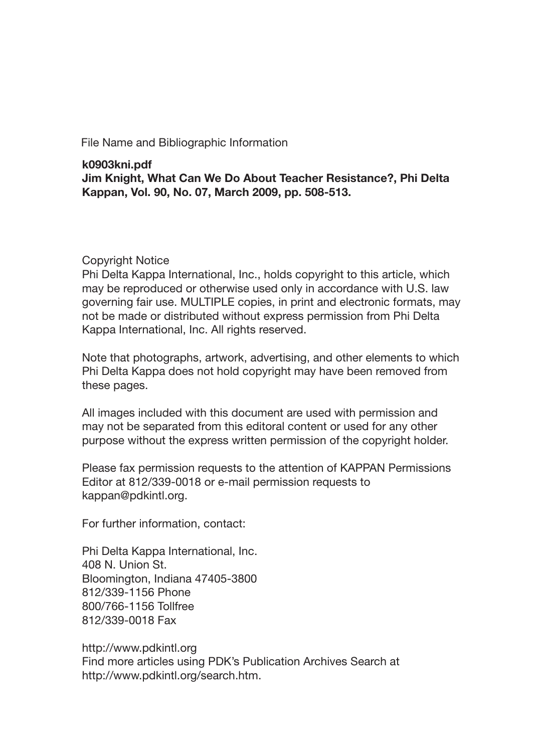File Name and Bibliographic Information

**k0903kni.pdf**
**Jim Knight, What Can We Do About Teacher Resistance?, Phi Delta Kappan, Vol. 90, No. 07, March 2009, pp. 508-513.**

Copyright Notice
Phi Delta Kappa International, Inc., holds copyright to this article, which may be reproduced or otherwise used only in accordance with U.S. law governing fair use. MULTIPLE copies, in print and electronic formats, may not be made or distributed without express permission from Phi Delta Kappa International, Inc. All rights reserved.

Note that photographs, artwork, advertising, and other elements to which Phi Delta Kappa does not hold copyright may have been removed from these pages.

All images included with this document are used with permission and may not be separated from this editoral content or used for any other purpose without the express written permission of the copyright holder.

Please fax permission requests to the attention of KAPPAN Permissions Editor at 812/339-0018 or e-mail permission requests to kappan@pdkintl.org.

For further information, contact:

Phi Delta Kappa International, Inc.
408 N. Union St.
Bloomington, Indiana 47405-3800
812/339-1156 Phone
800/766-1156 Tollfree
812/339-0018 Fax

http://www.pdkintl.org
Find more articles using PDK's Publication Archives Search at http://www.pdkintl.org/search.htm.